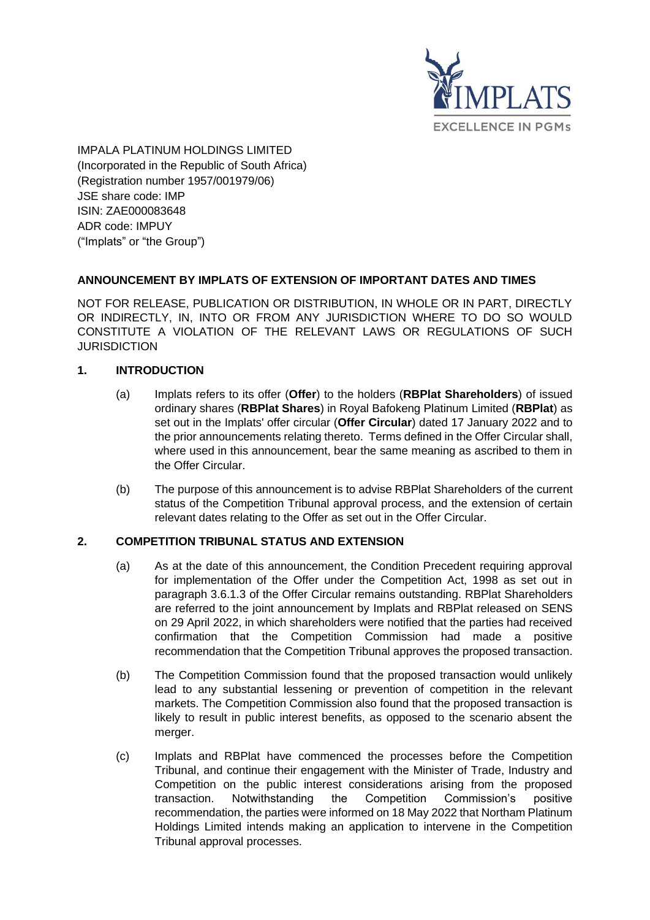IMPALA PLATINUM HOLDINGS LIMITED
(Incorporated in the Republic of South Africa)
(Registration number 1957/001979/06)
JSE share code: IMP
ISIN: ZAE000083648
ADR code: IMPUY
("Implats" or "the Group")

**ANNOUNCEMENT BY IMPLATS OF EXTENSION OF IMPORTANT DATES AND TIMES**

NOT FOR RELEASE, PUBLICATION OR DISTRIBUTION, IN WHOLE OR IN PART, DIRECTLY OR INDIRECTLY, IN, INTO OR FROM ANY JURISDICTION WHERE TO DO SO WOULD CONSTITUTE A VIOLATION OF THE RELEVANT LAWS OR REGULATIONS OF SUCH JURISDICTION

**1. INTRODUCTION**

(a) Implats refers to its offer (**Offer**) to the holders (**RBPlat Shareholders**) of issued ordinary shares (**RBPlat Shares**) in Royal Bafokeng Platinum Limited (**RBPlat**) as set out in the Implats' offer circular (**Offer Circular**) dated 17 January 2022 and to the prior announcements relating thereto. Terms defined in the Offer Circular shall, where used in this announcement, bear the same meaning as ascribed to them in the Offer Circular.

(b) The purpose of this announcement is to advise RBPlat Shareholders of the current status of the Competition Tribunal approval process, and the extension of certain relevant dates relating to the Offer as set out in the Offer Circular.

**2. COMPETITION TRIBUNAL STATUS AND EXTENSION**

(a) As at the date of this announcement, the Condition Precedent requiring approval for implementation of the Offer under the Competition Act, 1998 as set out in paragraph 3.6.1.3 of the Offer Circular remains outstanding. RBPlat Shareholders are referred to the joint announcement by Implats and RBPlat released on SENS on 29 April 2022, in which shareholders were notified that the parties had received confirmation that the Competition Commission had made a positive recommendation that the Competition Tribunal approves the proposed transaction.

(b) The Competition Commission found that the proposed transaction would unlikely lead to any substantial lessening or prevention of competition in the relevant markets. The Competition Commission also found that the proposed transaction is likely to result in public interest benefits, as opposed to the scenario absent the merger.

(c) Implats and RBPlat have commenced the processes before the Competition Tribunal, and continue their engagement with the Minister of Trade, Industry and Competition on the public interest considerations arising from the proposed transaction. Notwithstanding the Competition Commission's positive recommendation, the parties were informed on 18 May 2022 that Northam Platinum Holdings Limited intends making an application to intervene in the Competition Tribunal approval processes.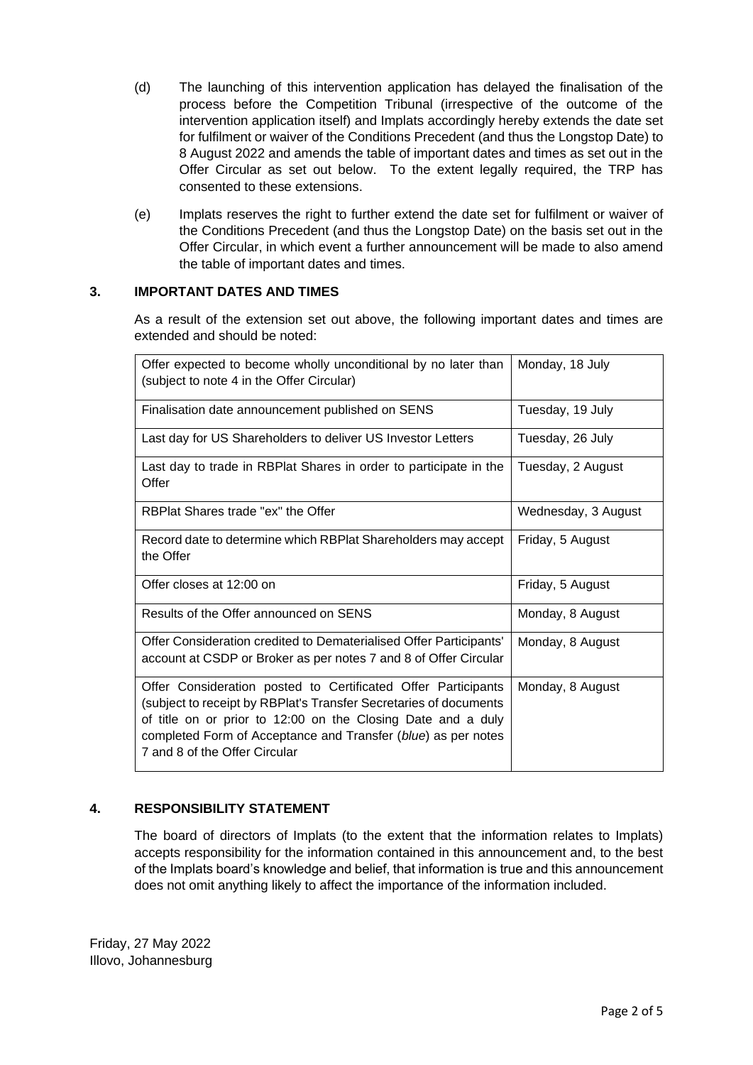(d) The launching of this intervention application has delayed the finalisation of the process before the Competition Tribunal (irrespective of the outcome of the intervention application itself) and Implats accordingly hereby extends the date set for fulfilment or waiver of the Conditions Precedent (and thus the Longstop Date) to 8 August 2022 and amends the table of important dates and times as set out in the Offer Circular as set out below. To the extent legally required, the TRP has consented to these extensions.

(e) Implats reserves the right to further extend the date set for fulfilment or waiver of the Conditions Precedent (and thus the Longstop Date) on the basis set out in the Offer Circular, in which event a further announcement will be made to also amend the table of important dates and times.

## 3. IMPORTANT DATES AND TIMES

As a result of the extension set out above, the following important dates and times are extended and should be noted:

| | |
|---|---|
| Offer expected to become wholly unconditional by no later than (subject to note 4 in the Offer Circular) | Monday, 18 July |
| Finalisation date announcement published on SENS | Tuesday, 19 July |
| Last day for US Shareholders to deliver US Investor Letters | Tuesday, 26 July |
| Last day to trade in RBPlat Shares in order to participate in the Offer | Tuesday, 2 August |
| RBPlat Shares trade "ex" the Offer | Wednesday, 3 August |
| Record date to determine which RBPlat Shareholders may accept the Offer | Friday, 5 August |
| Offer closes at 12:00 on | Friday, 5 August |
| Results of the Offer announced on SENS | Monday, 8 August |
| Offer Consideration credited to Dematerialised Offer Participants' account at CSDP or Broker as per notes 7 and 8 of Offer Circular | Monday, 8 August |
| Offer Consideration posted to Certificated Offer Participants (subject to receipt by RBPlat's Transfer Secretaries of documents of title on or prior to 12:00 on the Closing Date and a duly completed Form of Acceptance and Transfer (*blue*) as per notes 7 and 8 of the Offer Circular | Monday, 8 August |

## 4. RESPONSIBILITY STATEMENT

The board of directors of Implats (to the extent that the information relates to Implats) accepts responsibility for the information contained in this announcement and, to the best of the Implats board's knowledge and belief, that information is true and this announcement does not omit anything likely to affect the importance of the information included.

Friday, 27 May 2022
Illovo, Johannesburg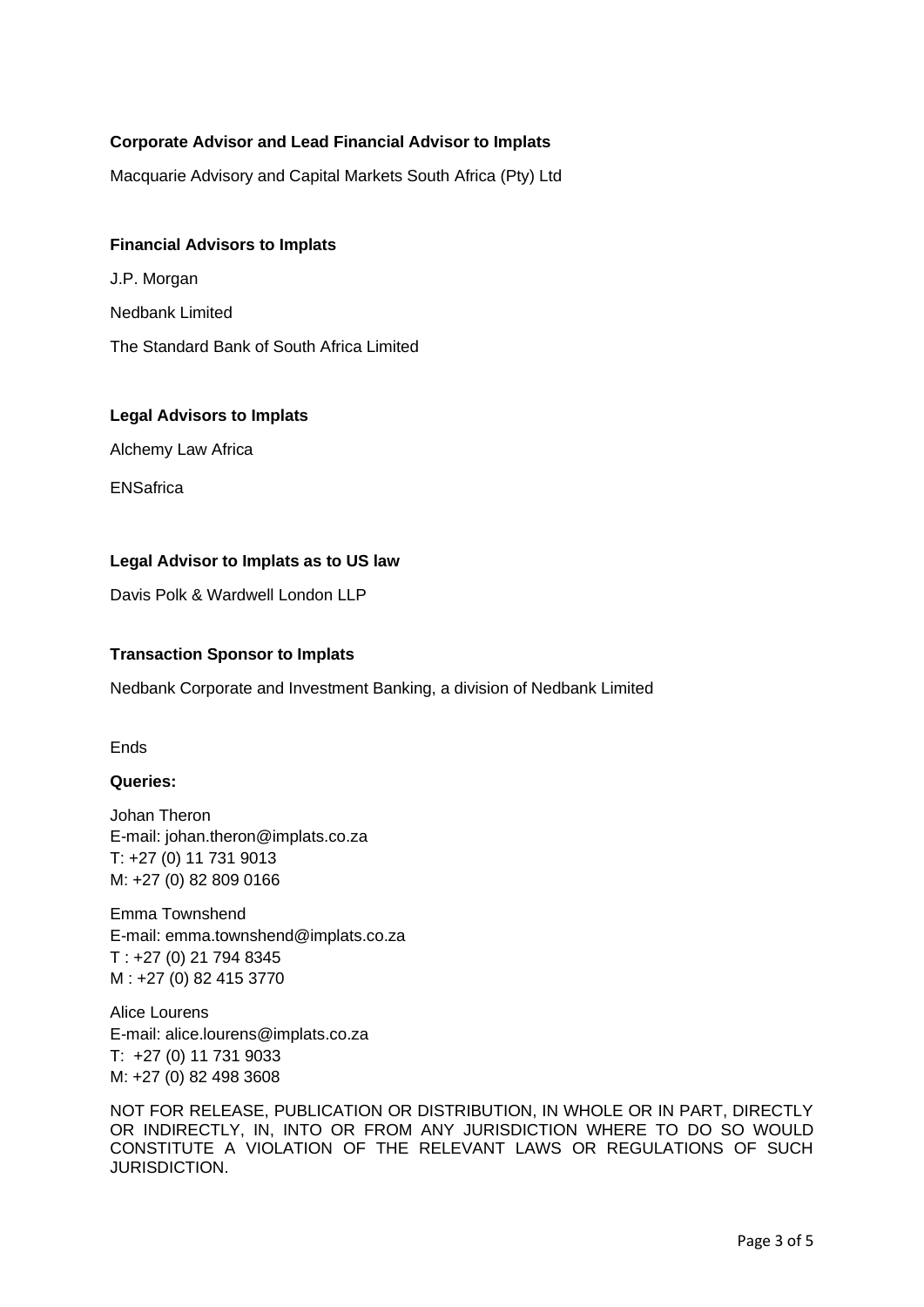**Corporate Advisor and Lead Financial Advisor to Implats**

Macquarie Advisory and Capital Markets South Africa (Pty) Ltd

**Financial Advisors to Implats**

J.P. Morgan

Nedbank Limited

The Standard Bank of South Africa Limited

**Legal Advisors to Implats**

Alchemy Law Africa

ENSafrica

**Legal Advisor to Implats as to US law**

Davis Polk & Wardwell London LLP

**Transaction Sponsor to Implats**

Nedbank Corporate and Investment Banking, a division of Nedbank Limited

Ends

**Queries:**

Johan Theron  
E-mail: johan.theron@implats.co.za  
T: +27 (0) 11 731 9013  
M: +27 (0) 82 809 0166

Emma Townshend  
E-mail: emma.townshend@implats.co.za  
T : +27 (0) 21 794 8345  
M : +27 (0) 82 415 3770

Alice Lourens  
E-mail: alice.lourens@implats.co.za  
T: +27 (0) 11 731 9033  
M: +27 (0) 82 498 3608

NOT FOR RELEASE, PUBLICATION OR DISTRIBUTION, IN WHOLE OR IN PART, DIRECTLY OR INDIRECTLY, IN, INTO OR FROM ANY JURISDICTION WHERE TO DO SO WOULD CONSTITUTE A VIOLATION OF THE RELEVANT LAWS OR REGULATIONS OF SUCH JURISDICTION.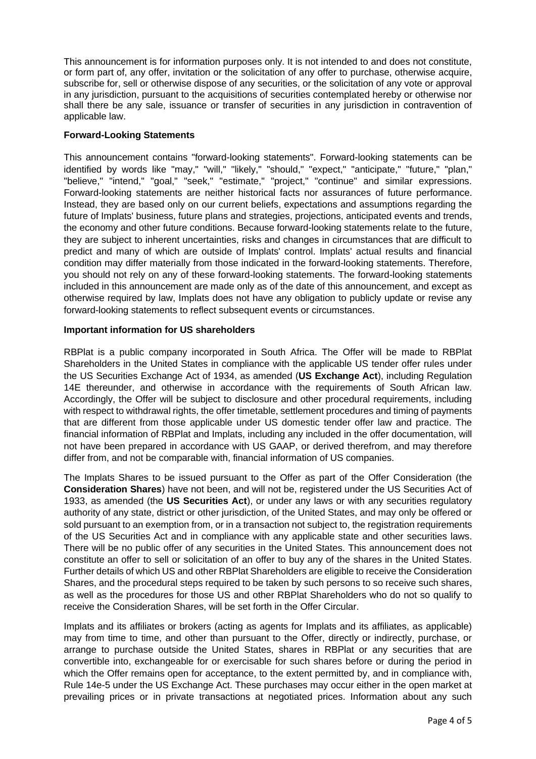This announcement is for information purposes only. It is not intended to and does not constitute, or form part of, any offer, invitation or the solicitation of any offer to purchase, otherwise acquire, subscribe for, sell or otherwise dispose of any securities, or the solicitation of any vote or approval in any jurisdiction, pursuant to the acquisitions of securities contemplated hereby or otherwise nor shall there be any sale, issuance or transfer of securities in any jurisdiction in contravention of applicable law.

**Forward-Looking Statements**

This announcement contains "forward-looking statements". Forward-looking statements can be identified by words like "may," "will," "likely," "should," "expect," "anticipate," "future," "plan," "believe," "intend," "goal," "seek," "estimate," "project," "continue" and similar expressions. Forward-looking statements are neither historical facts nor assurances of future performance. Instead, they are based only on our current beliefs, expectations and assumptions regarding the future of Implats' business, future plans and strategies, projections, anticipated events and trends, the economy and other future conditions. Because forward-looking statements relate to the future, they are subject to inherent uncertainties, risks and changes in circumstances that are difficult to predict and many of which are outside of Implats' control. Implats' actual results and financial condition may differ materially from those indicated in the forward-looking statements. Therefore, you should not rely on any of these forward-looking statements. The forward-looking statements included in this announcement are made only as of the date of this announcement, and except as otherwise required by law, Implats does not have any obligation to publicly update or revise any forward-looking statements to reflect subsequent events or circumstances.

**Important information for US shareholders**

RBPlat is a public company incorporated in South Africa. The Offer will be made to RBPlat Shareholders in the United States in compliance with the applicable US tender offer rules under the US Securities Exchange Act of 1934, as amended (**US Exchange Act**), including Regulation 14E thereunder, and otherwise in accordance with the requirements of South African law. Accordingly, the Offer will be subject to disclosure and other procedural requirements, including with respect to withdrawal rights, the offer timetable, settlement procedures and timing of payments that are different from those applicable under US domestic tender offer law and practice. The financial information of RBPlat and Implats, including any included in the offer documentation, will not have been prepared in accordance with US GAAP, or derived therefrom, and may therefore differ from, and not be comparable with, financial information of US companies.

The Implats Shares to be issued pursuant to the Offer as part of the Offer Consideration (the **Consideration Shares**) have not been, and will not be, registered under the US Securities Act of 1933, as amended (the **US Securities Act**), or under any laws or with any securities regulatory authority of any state, district or other jurisdiction, of the United States, and may only be offered or sold pursuant to an exemption from, or in a transaction not subject to, the registration requirements of the US Securities Act and in compliance with any applicable state and other securities laws. There will be no public offer of any securities in the United States. This announcement does not constitute an offer to sell or solicitation of an offer to buy any of the shares in the United States. Further details of which US and other RBPlat Shareholders are eligible to receive the Consideration Shares, and the procedural steps required to be taken by such persons to so receive such shares, as well as the procedures for those US and other RBPlat Shareholders who do not so qualify to receive the Consideration Shares, will be set forth in the Offer Circular.

Implats and its affiliates or brokers (acting as agents for Implats and its affiliates, as applicable) may from time to time, and other than pursuant to the Offer, directly or indirectly, purchase, or arrange to purchase outside the United States, shares in RBPlat or any securities that are convertible into, exchangeable for or exercisable for such shares before or during the period in which the Offer remains open for acceptance, to the extent permitted by, and in compliance with, Rule 14e-5 under the US Exchange Act. These purchases may occur either in the open market at prevailing prices or in private transactions at negotiated prices. Information about any such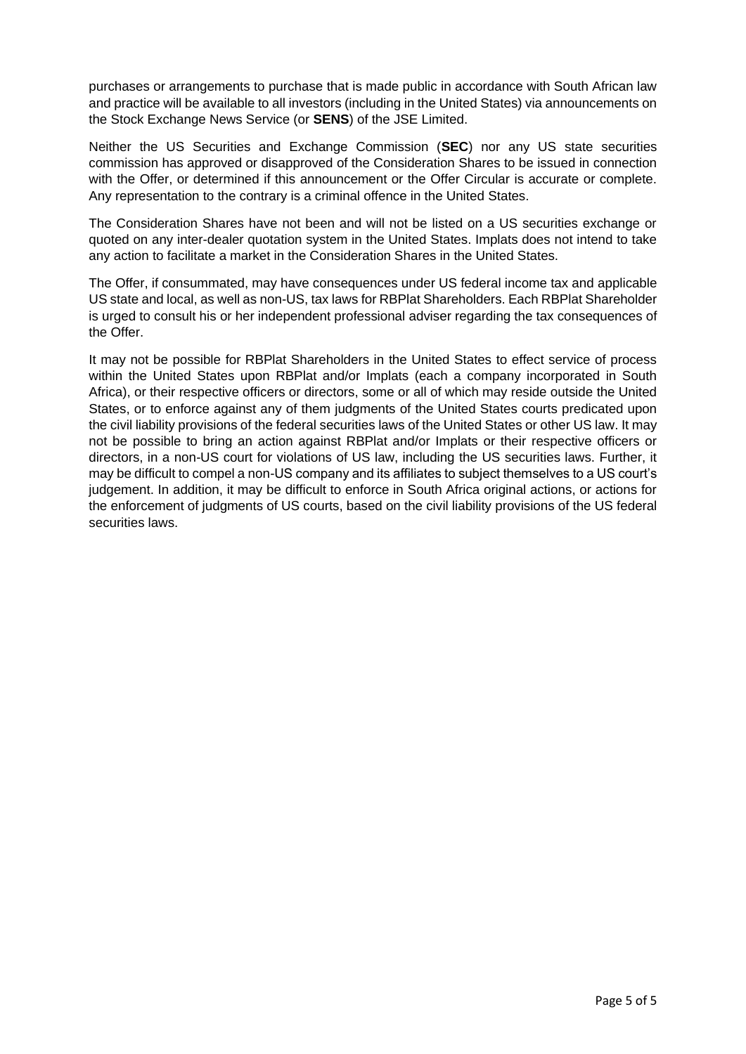purchases or arrangements to purchase that is made public in accordance with South African law and practice will be available to all investors (including in the United States) via announcements on the Stock Exchange News Service (or **SENS**) of the JSE Limited.

Neither the US Securities and Exchange Commission (**SEC**) nor any US state securities commission has approved or disapproved of the Consideration Shares to be issued in connection with the Offer, or determined if this announcement or the Offer Circular is accurate or complete. Any representation to the contrary is a criminal offence in the United States.

The Consideration Shares have not been and will not be listed on a US securities exchange or quoted on any inter-dealer quotation system in the United States. Implats does not intend to take any action to facilitate a market in the Consideration Shares in the United States.

The Offer, if consummated, may have consequences under US federal income tax and applicable US state and local, as well as non-US, tax laws for RBPlat Shareholders. Each RBPlat Shareholder is urged to consult his or her independent professional adviser regarding the tax consequences of the Offer.

It may not be possible for RBPlat Shareholders in the United States to effect service of process within the United States upon RBPlat and/or Implats (each a company incorporated in South Africa), or their respective officers or directors, some or all of which may reside outside the United States, or to enforce against any of them judgments of the United States courts predicated upon the civil liability provisions of the federal securities laws of the United States or other US law. It may not be possible to bring an action against RBPlat and/or Implats or their respective officers or directors, in a non-US court for violations of US law, including the US securities laws. Further, it may be difficult to compel a non-US company and its affiliates to subject themselves to a US court's judgement. In addition, it may be difficult to enforce in South Africa original actions, or actions for the enforcement of judgments of US courts, based on the civil liability provisions of the US federal securities laws.